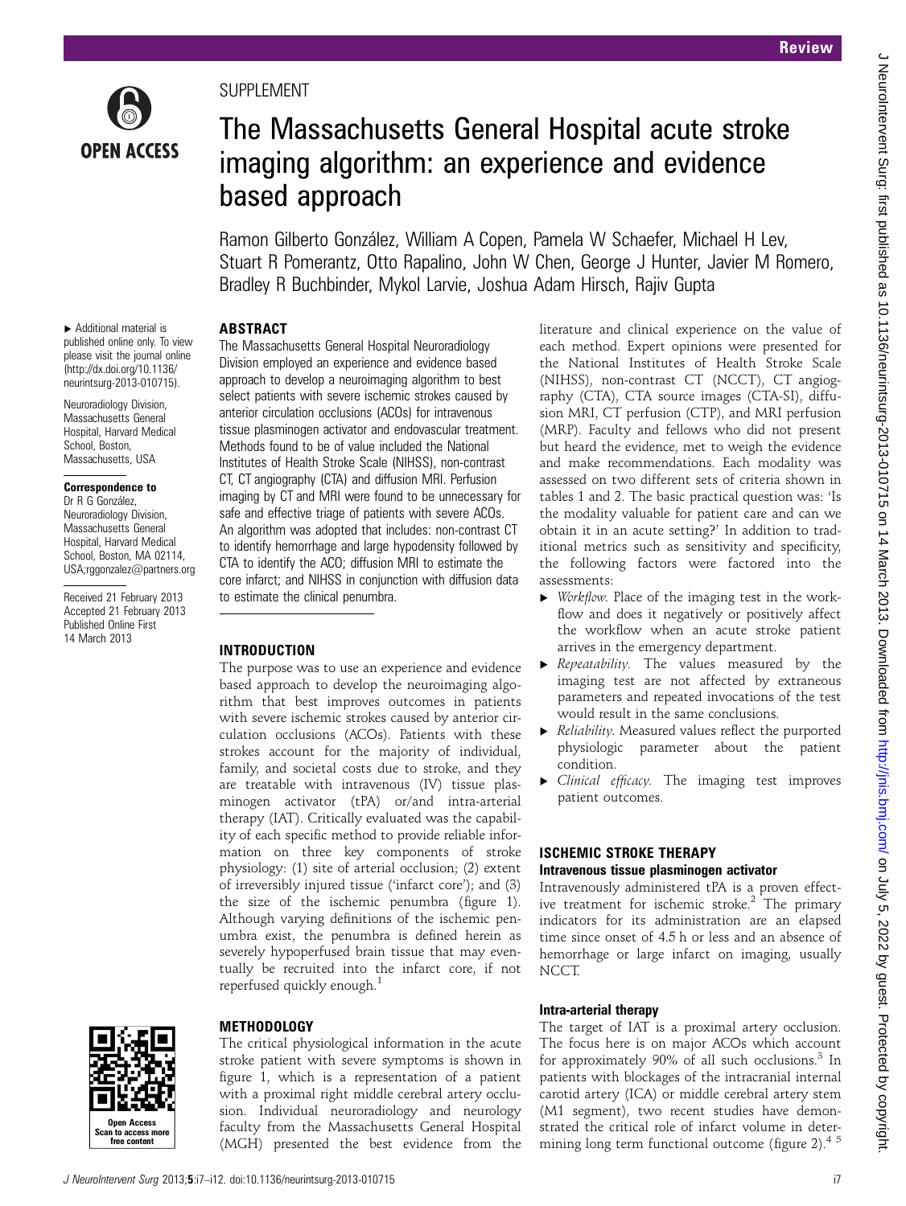SUPPLEMENT

# The Massachusetts General Hospital acute stroke imaging algorithm: an experience and evidence based approach

Ramon Gilberto González, William A Copen, Pamela W Schaefer, Michael H Lev, Stuart R Pomerantz, Otto Rapalino, John W Chen, George J Hunter, Javier M Romero, Bradley R Buchbinder, Mykol Larvie, Joshua Adam Hirsch, Rajiv Gupta

► Additional material is published online only. To view please visit the journal online (http://dx.doi.org/10.1136/neurintsurg-2013-010715).

Neuroradiology Division, Massachusetts General Hospital, Harvard Medical School, Boston, Massachusetts, USA

**Correspondence to**
Dr R G González, Neuroradiology Division, Massachusetts General Hospital, Harvard Medical School, Boston, MA 02114, USA;rggonzalez@partners.org

Received 21 February 2013
Accepted 21 February 2013
Published Online First 14 March 2013

## ABSTRACT

The Massachusetts General Hospital Neuroradiology Division employed an experience and evidence based approach to develop a neuroimaging algorithm to best select patients with severe ischemic strokes caused by anterior circulation occlusions (ACOs) for intravenous tissue plasminogen activator and endovascular treatment. Methods found to be of value included the National Institutes of Health Stroke Scale (NIHSS), non-contrast CT, CT angiography (CTA) and diffusion MRI. Perfusion imaging by CT and MRI were found to be unnecessary for safe and effective triage of patients with severe ACOs. An algorithm was adopted that includes: non-contrast CT to identify hemorrhage and large hypodensity followed by CTA to identify the ACO; diffusion MRI to estimate the core infarct; and NIHSS in conjunction with diffusion data to estimate the clinical penumbra.

## INTRODUCTION

The purpose was to use an experience and evidence based approach to develop the neuroimaging algorithm that best improves outcomes in patients with severe ischemic strokes caused by anterior circulation occlusions (ACOs). Patients with these strokes account for the majority of individual, family, and societal costs due to stroke, and they are treatable with intravenous (IV) tissue plasminogen activator (tPA) or/and intra-arterial therapy (IAT). Critically evaluated was the capability of each specific method to provide reliable information on three key components of stroke physiology: (1) site of arterial occlusion; (2) extent of irreversibly injured tissue ('infarct core'); and (3) the size of the ischemic penumbra (figure 1). Although varying definitions of the ischemic penumbra exist, the penumbra is defined herein as severely hypoperfused brain tissue that may eventually be recruited into the infarct core, if not reperfused quickly enough.[1]

## METHODOLOGY

The critical physiological information in the acute stroke patient with severe symptoms is shown in figure 1, which is a representation of a patient with a proximal right middle cerebral artery occlusion. Individual neuroradiology and neurology faculty from the Massachusetts General Hospital (MGH) presented the best evidence from the literature and clinical experience on the value of each method. Expert opinions were presented for the National Institutes of Health Stroke Scale (NIHSS), non-contrast CT (NCCT), CT angiography (CTA), CTA source images (CTA-SI), diffusion MRI, CT perfusion (CTP), and MRI perfusion (MRP). Faculty and fellows who did not present but heard the evidence, met to weigh the evidence and make recommendations. Each modality was assessed on two different sets of criteria shown in tables 1 and 2. The basic practical question was: 'Is the modality valuable for patient care and can we obtain it in an acute setting?' In addition to traditional metrics such as sensitivity and specificity, the following factors were factored into the assessments:

- *Workflow.* Place of the imaging test in the workflow and does it negatively or positively affect the workflow when an acute stroke patient arrives in the emergency department.
- *Repeatability.* The values measured by the imaging test are not affected by extraneous parameters and repeated invocations of the test would result in the same conclusions.
- *Reliability.* Measured values reflect the purported physiologic parameter about the patient condition.
- *Clinical efficacy.* The imaging test improves patient outcomes.

## ISCHEMIC STROKE THERAPY

### Intravenous tissue plasminogen activator

Intravenously administered tPA is a proven effective treatment for ischemic stroke.[2] The primary indicators for its administration are an elapsed time since onset of 4.5 h or less and an absence of hemorrhage or large infarct on imaging, usually NCCT.

### Intra-arterial therapy

The target of IAT is a proximal artery occlusion. The focus here is on major ACOs which account for approximately 90% of all such occlusions.[3] In patients with blockages of the intracranial internal carotid artery (ICA) or middle cerebral artery stem (M1 segment), two recent studies have demonstrated the critical role of infarct volume in determining long term functional outcome (figure 2).[4 5]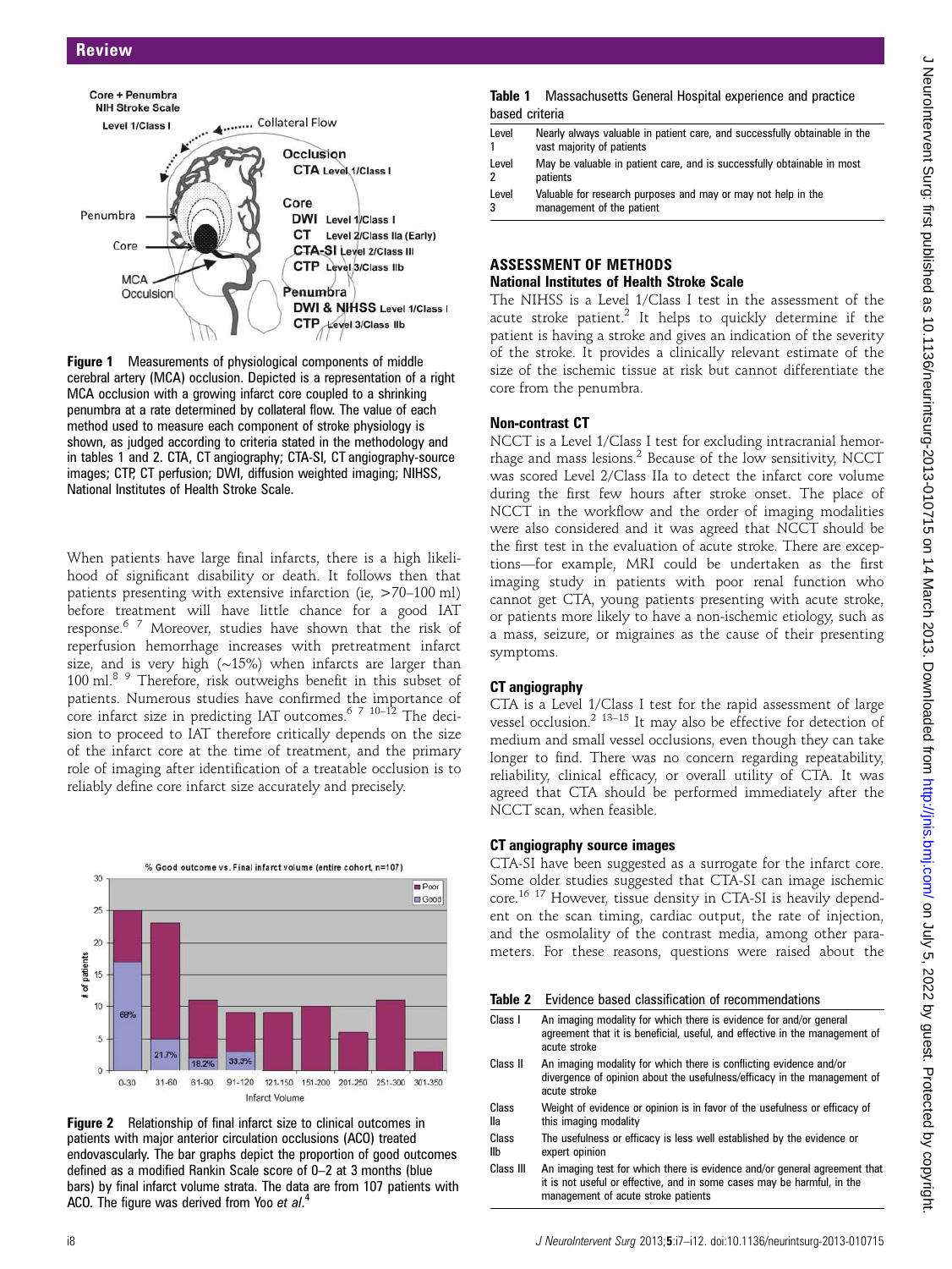Figure 1 Measurements of physiological components of middle cerebral artery (MCA) occlusion. Depicted is a representation of a right MCA occlusion with a growing infarct core coupled to a shrinking penumbra at a rate determined by collateral flow. The value of each method used to measure each component of stroke physiology is shown, as judged according to criteria stated in the methodology and in tables 1 and 2. CTA, CT angiography; CTA-SI, CT angiography-source images; CTP, CT perfusion; DWI, diffusion weighted imaging; NIHSS, National Institutes of Health Stroke Scale.

When patients have large final infarcts, there is a high likelihood of significant disability or death. It follows then that patients presenting with extensive infarction (ie, >70–100 ml) before treatment will have little chance for a good IAT response.[6,7] Moreover, studies have shown that the risk of reperfusion hemorrhage increases with pretreatment infarct size, and is very high (~15%) when infarcts are larger than 100 ml.[8,9] Therefore, risk outweighs benefit in this subset of patients. Numerous studies have confirmed the importance of core infarct size in predicting IAT outcomes.[6,7,10–12] The decision to proceed to IAT therefore critically depends on the size of the infarct core at the time of treatment, and the primary role of imaging after identification of a treatable occlusion is to reliably define core infarct size accurately and precisely.

Figure 2 Relationship of final infarct size to clinical outcomes in patients with major anterior circulation occlusions (ACO) treated endovascularly. The bar graphs depict the proportion of good outcomes defined as a modified Rankin Scale score of 0–2 at 3 months (blue bars) by final infarct volume strata. The data are from 107 patients with ACO. The figure was derived from Yoo *et al*.[4]

**Table 1** Massachusetts General Hospital experience and practice based criteria

| Level | |
|---|---|
| Level 1 | Nearly always valuable in patient care, and successfully obtainable in the vast majority of patients |
| Level 2 | May be valuable in patient care, and is successfully obtainable in most patients |
| Level 3 | Valuable for research purposes and may or may not help in the management of the patient |

## ASSESSMENT OF METHODS

### National Institutes of Health Stroke Scale

The NIHSS is a Level 1/Class I test in the assessment of the acute stroke patient.[2] It helps to quickly determine if the patient is having a stroke and gives an indication of the severity of the stroke. It provides a clinically relevant estimate of the size of the ischemic tissue at risk but cannot differentiate the core from the penumbra.

### Non-contrast CT

NCCT is a Level 1/Class I test for excluding intracranial hemorrhage and mass lesions.[2] Because of the low sensitivity, NCCT was scored Level 2/Class IIa to detect the infarct core volume during the first few hours after stroke onset. The place of NCCT in the workflow and the order of imaging modalities were also considered and it was agreed that NCCT should be the first test in the evaluation of acute stroke. There are exceptions—for example, MRI could be undertaken as the first imaging study in patients with poor renal function who cannot get CTA, young patients presenting with acute stroke, or patients more likely to have a non-ischemic etiology, such as a mass, seizure, or migraines as the cause of their presenting symptoms.

### CT angiography

CTA is a Level 1/Class I test for the rapid assessment of large vessel occlusion.[2,13–15] It may also be effective for detection of medium and small vessel occlusions, even though they can take longer to find. There was no concern regarding repeatability, reliability, clinical efficacy, or overall utility of CTA. It was agreed that CTA should be performed immediately after the NCCT scan, when feasible.

### CT angiography source images

CTA-SI have been suggested as a surrogate for the infarct core. Some older studies suggested that CTA-SI can image ischemic core.[16,17] However, tissue density in CTA-SI is heavily dependent on the scan timing, cardiac output, the rate of injection, and the osmolality of the contrast media, among other parameters. For these reasons, questions were raised about the

**Table 2** Evidence based classification of recommendations

| Class | |
|---|---|
| Class I | An imaging modality for which there is evidence for and/or general agreement that it is beneficial, useful, and effective in the management of acute stroke |
| Class II | An imaging modality for which there is conflicting evidence and/or divergence of opinion about the usefulness/efficacy in the management of acute stroke |
| Class IIa | Weight of evidence or opinion is in favor of the usefulness or efficacy of this imaging modality |
| Class IIb | The usefulness or efficacy is less well established by the evidence or expert opinion |
| Class III | An imaging test for which there is evidence and/or general agreement that it is not useful or effective, and in some cases may be harmful, in the management of acute stroke patients |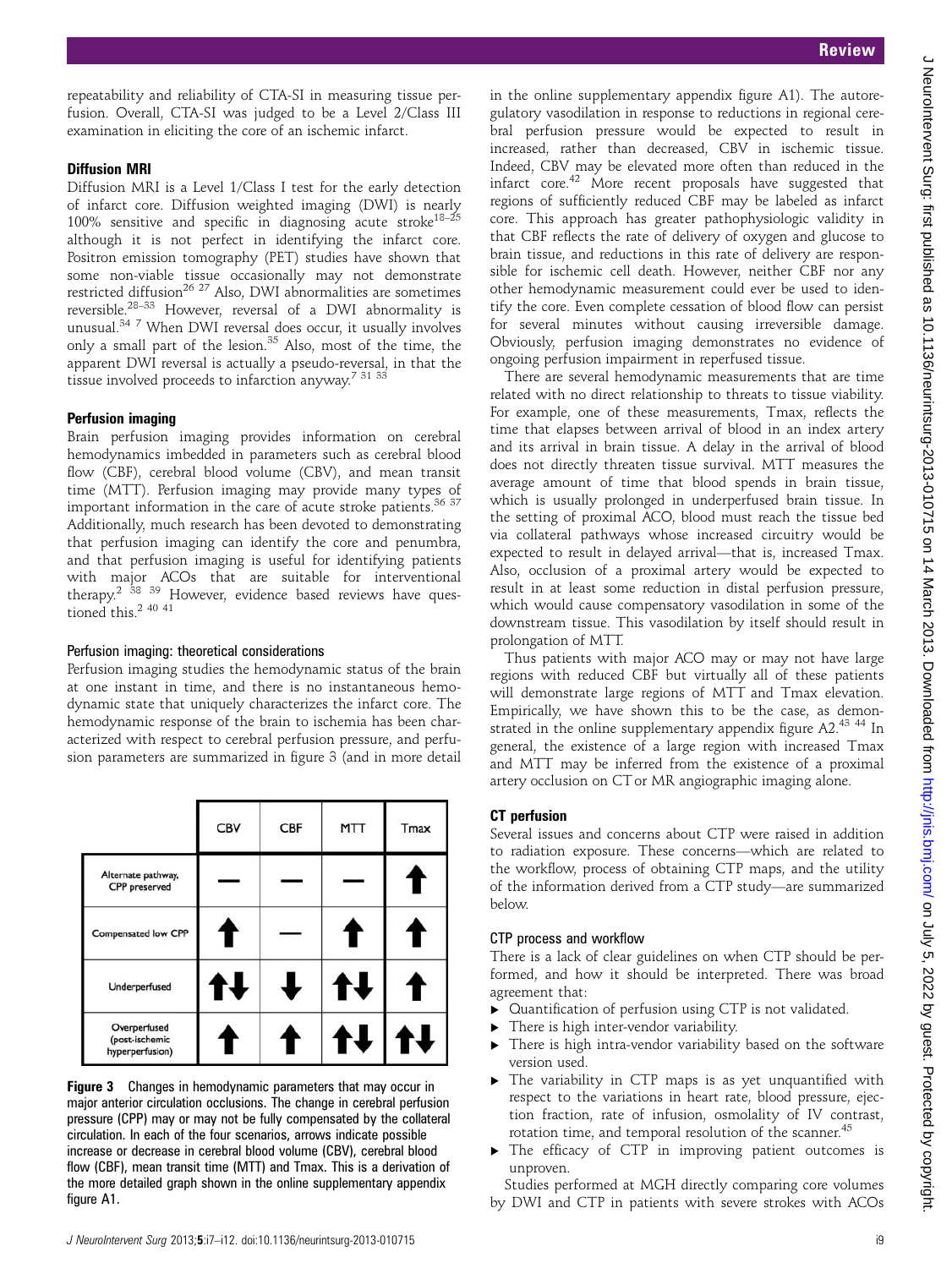repeatability and reliability of CTA-SI in measuring tissue perfusion. Overall, CTA-SI was judged to be a Level 2/Class III examination in eliciting the core of an ischemic infarct.

### Diffusion MRI

Diffusion MRI is a Level 1/Class I test for the early detection of infarct core. Diffusion weighted imaging (DWI) is nearly 100% sensitive and specific in diagnosing acute stroke[18–25] although it is not perfect in identifying the infarct core. Positron emission tomography (PET) studies have shown that some non-viable tissue occasionally may not demonstrate restricted diffusion[26 27] Also, DWI abnormalities are sometimes reversible.[28–33] However, reversal of a DWI abnormality is unusual.[34 7] When DWI reversal does occur, it usually involves only a small part of the lesion.[35] Also, most of the time, the apparent DWI reversal is actually a pseudo-reversal, in that the tissue involved proceeds to infarction anyway.[7 31 33]

### Perfusion imaging

Brain perfusion imaging provides information on cerebral hemodynamics imbedded in parameters such as cerebral blood flow (CBF), cerebral blood volume (CBV), and mean transit time (MTT). Perfusion imaging may provide many types of important information in the care of acute stroke patients.[36 37] Additionally, much research has been devoted to demonstrating that perfusion imaging can identify the core and penumbra, and that perfusion imaging is useful for identifying patients with major ACOs that are suitable for interventional therapy.[2 38 39] However, evidence based reviews have questioned this.[2 40 41]

#### Perfusion imaging: theoretical considerations

Perfusion imaging studies the hemodynamic status of the brain at one instant in time, and there is no instantaneous hemodynamic state that uniquely characterizes the infarct core. The hemodynamic response of the brain to ischemia has been characterized with respect to cerebral perfusion pressure, and perfusion parameters are summarized in figure 3 (and in more detail in the online supplementary appendix figure A1). The autoregulatory vasodilation in response to reductions in regional cerebral perfusion pressure would be expected to result in increased, rather than decreased, CBV in ischemic tissue. Indeed, CBV may be elevated more often than reduced in the infarct core.[42] More recent proposals have suggested that regions of sufficiently reduced CBF may be labeled as infarct core. This approach has greater pathophysiologic validity in that CBF reflects the rate of delivery of oxygen and glucose to brain tissue, and reductions in this rate of delivery are responsible for ischemic cell death. However, neither CBF nor any other hemodynamic measurement could ever be used to identify the core. Even complete cessation of blood flow can persist for several minutes without causing irreversible damage. Obviously, perfusion imaging demonstrates no evidence of ongoing perfusion impairment in reperfused tissue.

There are several hemodynamic measurements that are time related with no direct relationship to threats to tissue viability. For example, one of these measurements, Tmax, reflects the time that elapses between arrival of blood in an index artery and its arrival in brain tissue. A delay in the arrival of blood does not directly threaten tissue survival. MTT measures the average amount of time that blood spends in brain tissue, which is usually prolonged in underperfused brain tissue. In the setting of proximal ACO, blood must reach the tissue bed via collateral pathways whose increased circuitry would be expected to result in delayed arrival—that is, increased Tmax. Also, occlusion of a proximal artery would be expected to result in at least some reduction in distal perfusion pressure, which would cause compensatory vasodilation in some of the downstream tissue. This vasodilation by itself should result in prolongation of MTT.

Thus patients with major ACO may or may not have large regions with reduced CBF but virtually all of these patients will demonstrate large regions of MTT and Tmax elevation. Empirically, we have shown this to be the case, as demonstrated in the online supplementary appendix figure A2.[43 44] In general, the existence of a large region with increased Tmax and MTT may be inferred from the existence of a proximal artery occlusion on CT or MR angiographic imaging alone.

| | CBV | CBF | MTT | Tmax |
|---|---|---|---|---|
| Alternate pathway, CPP preserved | — | — | — | ↑ |
| Compensated low CPP | ↑ | — | ↑ | ↑ |
| Underperfused | ↑↓ | ↓ | ↑↓ | ↑ |
| Overperfused (post-ischemic hyperperfusion) | ↑ | ↑ | ↑↓ | ↑↓ |

**Figure 3** Changes in hemodynamic parameters that may occur in major anterior circulation occlusions. The change in cerebral perfusion pressure (CPP) may or may not be fully compensated by the collateral circulation. In each of the four scenarios, arrows indicate possible increase or decrease in cerebral blood volume (CBV), cerebral blood flow (CBF), mean transit time (MTT) and Tmax. This is a derivation of the more detailed graph shown in the online supplementary appendix figure A1.

### CT perfusion

Several issues and concerns about CTP were raised in addition to radiation exposure. These concerns—which are related to the workflow, process of obtaining CTP maps, and the utility of the information derived from a CTP study—are summarized below.

#### CTP process and workflow

There is a lack of clear guidelines on when CTP should be performed, and how it should be interpreted. There was broad agreement that:

- Quantification of perfusion using CTP is not validated.
- There is high inter-vendor variability.
- There is high intra-vendor variability based on the software version used.
- The variability in CTP maps is as yet unquantified with respect to the variations in heart rate, blood pressure, ejection fraction, rate of infusion, osmolality of IV contrast, rotation time, and temporal resolution of the scanner.[45]
- The efficacy of CTP in improving patient outcomes is unproven.

Studies performed at MGH directly comparing core volumes by DWI and CTP in patients with severe strokes with ACOs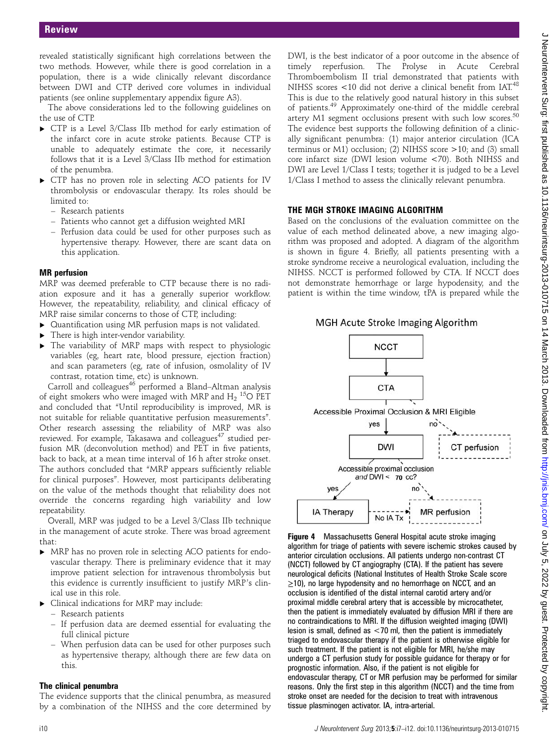revealed statistically significant high correlations between the two methods. However, while there is good correlation in a population, there is a wide clinically relevant discordance between DWI and CTP derived core volumes in individual patients (see online supplementary appendix figure A3).

The above considerations led to the following guidelines on the use of CTP.

- CTP is a Level 3/Class IIb method for early estimation of the infarct core in acute stroke patients. Because CTP is unable to adequately estimate the core, it necessarily follows that it is a Level 3/Class IIb method for estimation of the penumbra.
- CTP has no proven role in selecting ACO patients for IV thrombolysis or endovascular therapy. Its roles should be limited to:
  - Research patients
  - Patients who cannot get a diffusion weighted MRI
  - Perfusion data could be used for other purposes such as hypertensive therapy. However, there are scant data on this application.

### MR perfusion

MRP was deemed preferable to CTP because there is no radiation exposure and it has a generally superior workflow. However, the repeatability, reliability, and clinical efficacy of MRP raise similar concerns to those of CTP, including:

- Quantification using MR perfusion maps is not validated.
- There is high inter-vendor variability.
- The variability of MRP maps with respect to physiologic variables (eg, heart rate, blood pressure, ejection fraction) and scan parameters (eg, rate of infusion, osmolality of IV contrast, rotation time, etc) is unknown.

Carroll and colleagues[46] performed a Bland–Altman analysis of eight smokers who were imaged with MRP and $H_2$ $^{15}O$ PET and concluded that "Until reproducibility is improved, MR is not suitable for reliable quantitative perfusion measurements". Other research assessing the reliability of MRP was also reviewed. For example, Takasawa and colleagues[47] studied perfusion MR (deconvolution method) and PET in five patients, back to back, at a mean time interval of 16 h after stroke onset. The authors concluded that "MRP appears sufficiently reliable for clinical purposes". However, most participants deliberating on the value of the methods thought that reliability does not override the concerns regarding high variability and low repeatability.

Overall, MRP was judged to be a Level 3/Class IIb technique in the management of acute stroke. There was broad agreement that:

- MRP has no proven role in selecting ACO patients for endovascular therapy. There is preliminary evidence that it may improve patient selection for intravenous thrombolysis but this evidence is currently insufficient to justify MRP's clinical use in this role.
- Clinical indications for MRP may include:
  - Research patients
  - If perfusion data are deemed essential for evaluating the full clinical picture
  - When perfusion data can be used for other purposes such as hypertensive therapy, although there are few data on this.

### The clinical penumbra

The evidence supports that the clinical penumbra, as measured by a combination of the NIHSS and the core determined by DWI, is the best indicator of a poor outcome in the absence of timely reperfusion. The Prolyse in Acute Cerebral Thromboembolism II trial demonstrated that patients with NIHSS scores <10 did not derive a clinical benefit from IAT.[48] This is due to the relatively good natural history in this subset of patients.[49] Approximately one-third of the middle cerebral artery M1 segment occlusions present with such low scores.[50] The evidence best supports the following definition of a clinically significant penumbra: (1) major anterior circulation (ICA terminus or M1) occlusion; (2) NIHSS score >10; and (3) small core infarct size (DWI lesion volume <70). Both NIHSS and DWI are Level 1/Class I tests; together it is judged to be a Level 1/Class I method to assess the clinically relevant penumbra.

## THE MGH STROKE IMAGING ALGORITHM

Based on the conclusions of the evaluation committee on the value of each method delineated above, a new imaging algorithm was proposed and adopted. A diagram of the algorithm is shown in figure 4. Briefly, all patients presenting with a stroke syndrome receive a neurological evaluation, including the NIHSS. NCCT is performed followed by CTA. If NCCT does not demonstrate hemorrhage or large hypodensity, and the patient is within the time window, tPA is prepared while the

MGH Acute Stroke Imaging Algorithm

NCCT

CTA

Accessible Proximal Occlusion & MRI Eligible

yes

no

DWI

CT perfusion

Accessible proximal occlusion *and* DWI < 70 cc?

yes

no

IA Therapy

No IA Tx

MR perfusion

**Figure 4** Massachusetts General Hospital acute stroke imaging algorithm for triage of patients with severe ischemic strokes caused by anterior circulation occlusions. All patients undergo non-contrast CT (NCCT) followed by CT angiography (CTA). If the patient has severe neurological deficits (National Institutes of Health Stroke Scale score ≥10), no large hypodensity and no hemorrhage on NCCT, and an occlusion is identified of the distal internal carotid artery and/or proximal middle cerebral artery that is accessible by microcatheter, then the patient is immediately evaluated by diffusion MRI if there are no contraindications to MRI. If the diffusion weighted imaging (DWI) lesion is small, defined as <70 ml, then the patient is immediately triaged to endovascular therapy if the patient is otherwise eligible for such treatment. If the patient is not eligible for MRI, he/she may undergo a CT perfusion study for possible guidance for therapy or for prognostic information. Also, if the patient is not eligible for endovascular therapy, CT or MR perfusion may be performed for similar reasons. Only the first step in this algorithm (NCCT) and the time from stroke onset are needed for the decision to treat with intravenous tissue plasminogen activator. IA, intra-arterial.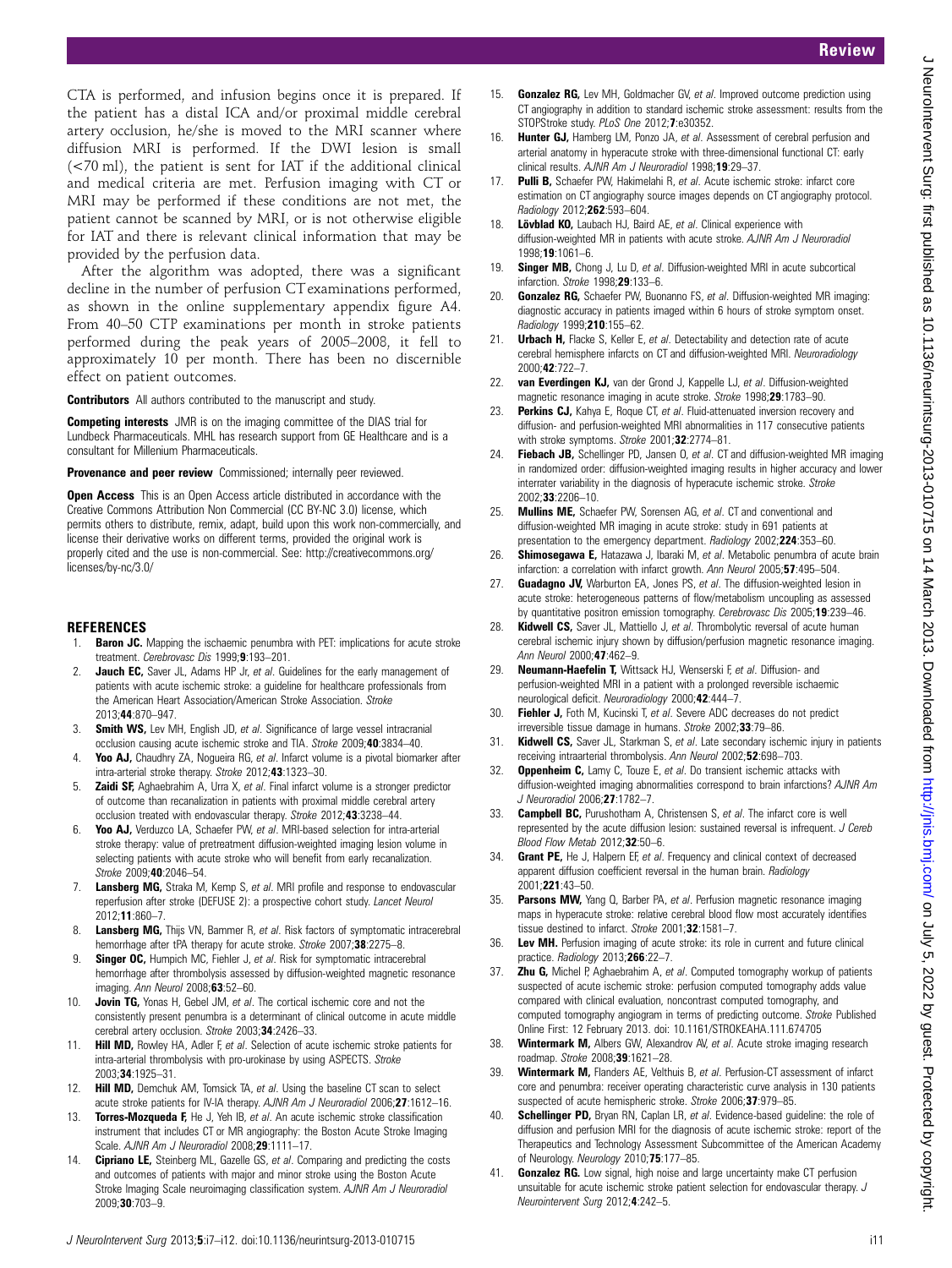CTA is performed, and infusion begins once it is prepared. If the patient has a distal ICA and/or proximal middle cerebral artery occlusion, he/she is moved to the MRI scanner where diffusion MRI is performed. If the DWI lesion is small (<70 ml), the patient is sent for IAT if the additional clinical and medical criteria are met. Perfusion imaging with CT or MRI may be performed if these conditions are not met, the patient cannot be scanned by MRI, or is not otherwise eligible for IAT and there is relevant clinical information that may be provided by the perfusion data.

After the algorithm was adopted, there was a significant decline in the number of perfusion CT examinations performed, as shown in the online supplementary appendix figure A4. From 40–50 CTP examinations per month in stroke patients performed during the peak years of 2005–2008, it fell to approximately 10 per month. There has been no discernible effect on patient outcomes.

**Contributors** All authors contributed to the manuscript and study.

**Competing interests** JMR is on the imaging committee of the DIAS trial for Lundbeck Pharmaceuticals. MHL has research support from GE Healthcare and is a consultant for Millenium Pharmaceuticals.

**Provenance and peer review** Commissioned; internally peer reviewed.

**Open Access** This is an Open Access article distributed in accordance with the Creative Commons Attribution Non Commercial (CC BY-NC 3.0) license, which permits others to distribute, remix, adapt, build upon this work non-commercially, and license their derivative works on different terms, provided the original work is properly cited and the use is non-commercial. See: http://creativecommons.org/licenses/by-nc/3.0/

## REFERENCES

1. **Baron JC.** Mapping the ischaemic penumbra with PET: implications for acute stroke treatment. *Cerebrovasc Dis* 1999;**9**:193–201.
2. **Jauch EC,** Saver JL, Adams HP Jr, *et al*. Guidelines for the early management of patients with acute ischemic stroke: a guideline for healthcare professionals from the American Heart Association/American Stroke Association. *Stroke* 2013;**44**:870–947.
3. **Smith WS,** Lev MH, English JD, *et al*. Significance of large vessel intracranial occlusion causing acute ischemic stroke and TIA. *Stroke* 2009;**40**:3834–40.
4. **Yoo AJ,** Chaudhry ZA, Nogueira RG, *et al*. Infarct volume is a pivotal biomarker after intra-arterial stroke therapy. *Stroke* 2012;**43**:1323–30.
5. **Zaidi SF,** Aghaebrahim A, Urra X, *et al*. Final infarct volume is a stronger predictor of outcome than recanalization in patients with proximal middle cerebral artery occlusion treated with endovascular therapy. *Stroke* 2012;**43**:3238–44.
6. **Yoo AJ,** Verduzco LA, Schaefer PW, *et al*. MRI-based selection for intra-arterial stroke therapy: value of pretreatment diffusion-weighted imaging lesion volume in selecting patients with acute stroke who will benefit from early recanalization. *Stroke* 2009;**40**:2046–54.
7. **Lansberg MG,** Straka M, Kemp S, *et al*. MRI profile and response to endovascular reperfusion after stroke (DEFUSE 2): a prospective cohort study. *Lancet Neurol* 2012;**11**:860–7.
8. **Lansberg MG,** Thijs VN, Bammer R, *et al*. Risk factors of symptomatic intracerebral hemorrhage after tPA therapy for acute stroke. *Stroke* 2007;**38**:2275–8.
9. **Singer OC,** Humpich MC, Fiehler J, *et al*. Risk for symptomatic intracerebral hemorrhage after thrombolysis assessed by diffusion-weighted magnetic resonance imaging. *Ann Neurol* 2008;**63**:52–60.
10. **Jovin TG,** Yonas H, Gebel JM, *et al*. The cortical ischemic core and not the consistently present penumbra is a determinant of clinical outcome in acute middle cerebral artery occlusion. *Stroke* 2003;**34**:2426–33.
11. **Hill MD,** Rowley HA, Adler F, *et al*. Selection of acute ischemic stroke patients for intra-arterial thrombolysis with pro-urokinase by using ASPECTS. *Stroke* 2003;**34**:1925–31.
12. **Hill MD,** Demchuk AM, Tomsick TA, *et al*. Using the baseline CT scan to select acute stroke patients for IV-IA therapy. *AJNR Am J Neuroradiol* 2006;**27**:1612–16.
13. **Torres-Mozqueda F,** He J, Yeh IB, *et al*. An acute ischemic stroke classification instrument that includes CT or MR angiography: the Boston Acute Stroke Imaging Scale. *AJNR Am J Neuroradiol* 2008;**29**:1111–17.
14. **Cipriano LE,** Steinberg ML, Gazelle GS, *et al*. Comparing and predicting the costs and outcomes of patients with major and minor stroke using the Boston Acute Stroke Imaging Scale neuroimaging classification system. *AJNR Am J Neuroradiol* 2009;**30**:703–9.
15. **Gonzalez RG,** Lev MH, Goldmacher GV, *et al*. Improved outcome prediction using CT angiography in addition to standard ischemic stroke assessment: results from the STOPStroke study. *PLoS One* 2012;**7**:e30352.
16. **Hunter GJ,** Hamberg LM, Ponzo JA, *et al*. Assessment of cerebral perfusion and arterial anatomy in hyperacute stroke with three-dimensional functional CT: early clinical results. *AJNR Am J Neuroradiol* 1998;**19**:29–37.
17. **Pulli B,** Schaefer PW, Hakimelahi R, *et al*. Acute ischemic stroke: infarct core estimation on CT angiography source images depends on CT angiography protocol. *Radiology* 2012;**262**:593–604.
18. **Lövblad KO,** Laubach HJ, Baird AE, *et al*. Clinical experience with diffusion-weighted MR in patients with acute stroke. *AJNR Am J Neuroradiol* 1998;**19**:1061–6.
19. **Singer MB,** Chong J, Lu D, *et al*. Diffusion-weighted MRI in acute subcortical infarction. *Stroke* 1998;**29**:133–6.
20. **Gonzalez RG,** Schaefer PW, Buonanno FS, *et al*. Diffusion-weighted MR imaging: diagnostic accuracy in patients imaged within 6 hours of stroke symptom onset. *Radiology* 1999;**210**:155–62.
21. **Urbach H,** Flacke S, Keller E, *et al*. Detectability and detection rate of acute cerebral hemisphere infarcts on CT and diffusion-weighted MRI. *Neuroradiology* 2000;**42**:722–7.
22. **van Everdingen KJ,** van der Grond J, Kappelle LJ, *et al*. Diffusion-weighted magnetic resonance imaging in acute stroke. *Stroke* 1998;**29**:1783–90.
23. **Perkins CJ,** Kahya E, Roque CT, *et al*. Fluid-attenuated inversion recovery and diffusion- and perfusion-weighted MRI abnormalities in 117 consecutive patients with stroke symptoms. *Stroke* 2001;**32**:2774–81.
24. **Fiebach JB,** Schellinger PD, Jansen O, *et al*. CT and diffusion-weighted MR imaging in randomized order: diffusion-weighted imaging results in higher accuracy and lower interrater variability in the diagnosis of hyperacute ischemic stroke. *Stroke* 2002;**33**:2206–10.
25. **Mullins ME,** Schaefer PW, Sorensen AG, *et al*. CT and conventional and diffusion-weighted MR imaging in acute stroke: study in 691 patients at presentation to the emergency department. *Radiology* 2002;**224**:353–60.
26. **Shimosegawa E,** Hatazawa J, Ibaraki M, *et al*. Metabolic penumbra of acute brain infarction: a correlation with infarct growth. *Ann Neurol* 2005;**57**:495–504.
27. **Guadagno JV,** Warburton EA, Jones PS, *et al*. The diffusion-weighted lesion in acute stroke: heterogeneous patterns of flow/metabolism uncoupling as assessed by quantitative positron emission tomography. *Cerebrovasc Dis* 2005;**19**:239–46.
28. **Kidwell CS,** Saver JL, Mattiello J, *et al*. Thrombolytic reversal of acute human cerebral ischemic injury shown by diffusion/perfusion magnetic resonance imaging. *Ann Neurol* 2000;**47**:462–9.
29. **Neumann-Haefelin T,** Wittsack HJ, Wenserski F, *et al*. Diffusion- and perfusion-weighted MRI in a patient with a prolonged reversible ischaemic neurological deficit. *Neuroradiology* 2000;**42**:444–7.
30. **Fiehler J,** Foth M, Kucinski T, *et al*. Severe ADC decreases do not predict irreversible tissue damage in humans. *Stroke* 2002;**33**:79–86.
31. **Kidwell CS,** Saver JL, Starkman S, *et al*. Late secondary ischemic injury in patients receiving intraarterial thrombolysis. *Ann Neurol* 2002;**52**:698–703.
32. **Oppenheim C,** Lamy C, Touze E, *et al*. Do transient ischemic attacks with diffusion-weighted imaging abnormalities correspond to brain infarctions? *AJNR Am J Neuroradiol* 2006;**27**:1782–7.
33. **Campbell BC,** Purushotham A, Christensen S, *et al*. The infarct core is well represented by the acute diffusion lesion: sustained reversal is infrequent. *J Cereb Blood Flow Metab* 2012;**32**:50–6.
34. **Grant PE,** He J, Halpern EF, *et al*. Frequency and clinical context of decreased apparent diffusion coefficient reversal in the human brain. *Radiology* 2001;**221**:43–50.
35. **Parsons MW,** Yang Q, Barber PA, *et al*. Perfusion magnetic resonance imaging maps in hyperacute stroke: relative cerebral blood flow most accurately identifies tissue destined to infarct. *Stroke* 2001;**32**:1581–7.
36. **Lev MH.** Perfusion imaging of acute stroke: its role in current and future clinical practice. *Radiology* 2013;**266**:22–7.
37. **Zhu G,** Michel P, Aghaebrahim A, *et al*. Computed tomography workup of patients suspected of acute ischemic stroke: perfusion computed tomography adds value compared with clinical evaluation, noncontrast computed tomography, and computed tomography angiogram in terms of predicting outcome. *Stroke* Published Online First: 12 February 2013. doi: 10.1161/STROKEAHA.111.674705
38. **Wintermark M,** Albers GW, Alexandrov AV, *et al*. Acute stroke imaging research roadmap. *Stroke* 2008;**39**:1621–28.
39. **Wintermark M,** Flanders AE, Velthuis B, *et al*. Perfusion-CT assessment of infarct core and penumbra: receiver operating characteristic curve analysis in 130 patients suspected of acute hemispheric stroke. *Stroke* 2006;**37**:979–85.
40. **Schellinger PD,** Bryan RN, Caplan LR, *et al*. Evidence-based guideline: the role of diffusion and perfusion MRI for the diagnosis of acute ischemic stroke: report of the Therapeutics and Technology Assessment Subcommittee of the American Academy of Neurology. *Neurology* 2010;**75**:177–85.
41. **Gonzalez RG.** Low signal, high noise and large uncertainty make CT perfusion unsuitable for acute ischemic stroke patient selection for endovascular therapy. *J Neurointervent Surg* 2012;**4**:242–5.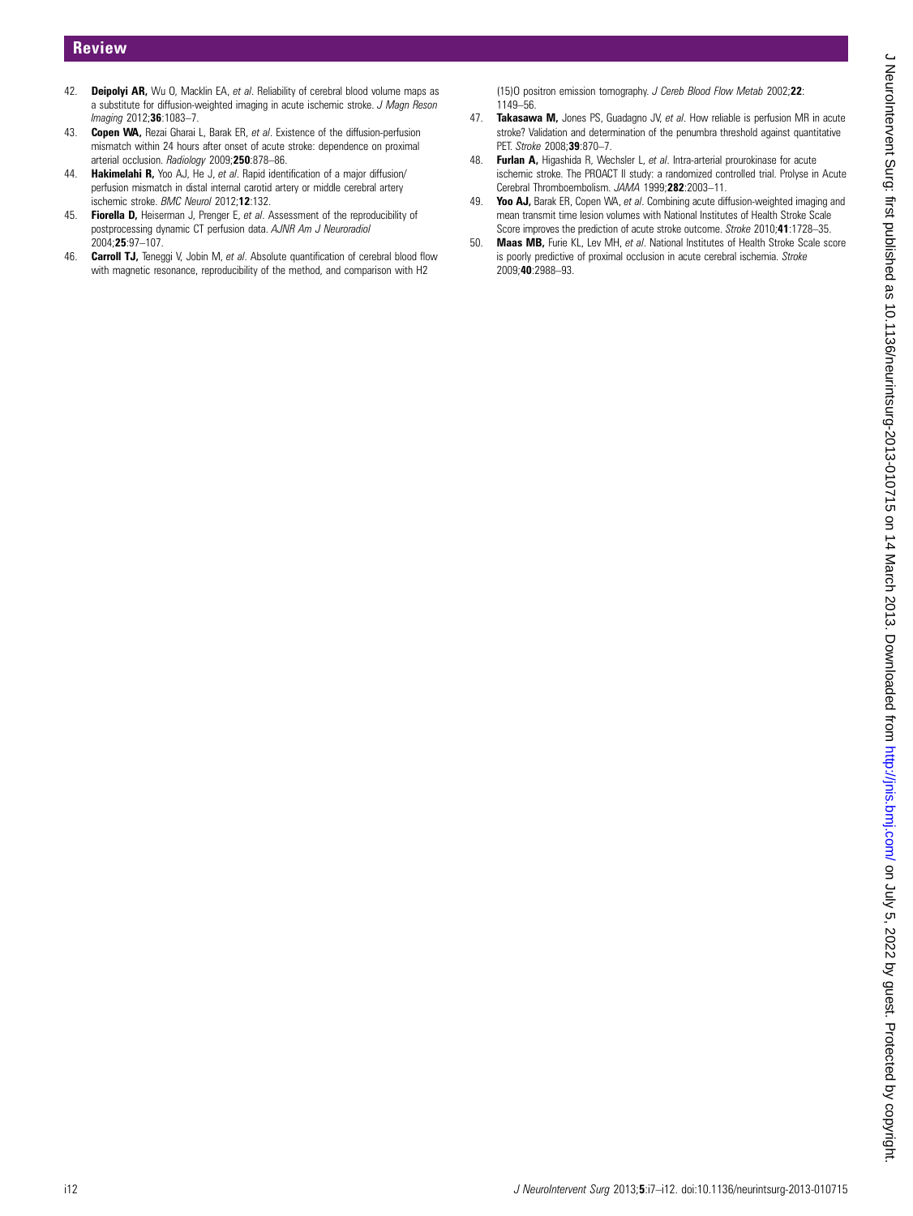42. **Deipolyi AR,** Wu O, Macklin EA, *et al*. Reliability of cerebral blood volume maps as a substitute for diffusion-weighted imaging in acute ischemic stroke. *J Magn Reson Imaging* 2012;**36**:1083–7.
43. **Copen WA,** Rezai Gharai L, Barak ER, *et al*. Existence of the diffusion-perfusion mismatch within 24 hours after onset of acute stroke: dependence on proximal arterial occlusion. *Radiology* 2009;**250**:878–86.
44. **Hakimelahi R,** Yoo AJ, He J, *et al*. Rapid identification of a major diffusion/perfusion mismatch in distal internal carotid artery or middle cerebral artery ischemic stroke. *BMC Neurol* 2012;**12**:132.
45. **Fiorella D,** Heiserman J, Prenger E, *et al*. Assessment of the reproducibility of postprocessing dynamic CT perfusion data. *AJNR Am J Neuroradiol* 2004;**25**:97–107.
46. **Carroll TJ,** Teneggi V, Jobin M, *et al*. Absolute quantification of cerebral blood flow with magnetic resonance, reproducibility of the method, and comparison with H2 (15)O positron emission tomography. *J Cereb Blood Flow Metab* 2002;**22**: 1149–56.
47. **Takasawa M,** Jones PS, Guadagno JV, *et al*. How reliable is perfusion MR in acute stroke? Validation and determination of the penumbra threshold against quantitative PET. *Stroke* 2008;**39**:870–7.
48. **Furlan A,** Higashida R, Wechsler L, *et al*. Intra-arterial prourokinase for acute ischemic stroke. The PROACT II study: a randomized controlled trial. Prolyse in Acute Cerebral Thromboembolism. *JAMA* 1999;**282**:2003–11.
49. **Yoo AJ,** Barak ER, Copen WA, *et al*. Combining acute diffusion-weighted imaging and mean transmit time lesion volumes with National Institutes of Health Stroke Scale Score improves the prediction of acute stroke outcome. *Stroke* 2010;**41**:1728–35.
50. **Maas MB,** Furie KL, Lev MH, *et al*. National Institutes of Health Stroke Scale score is poorly predictive of proximal occlusion in acute cerebral ischemia. *Stroke* 2009;**40**:2988–93.